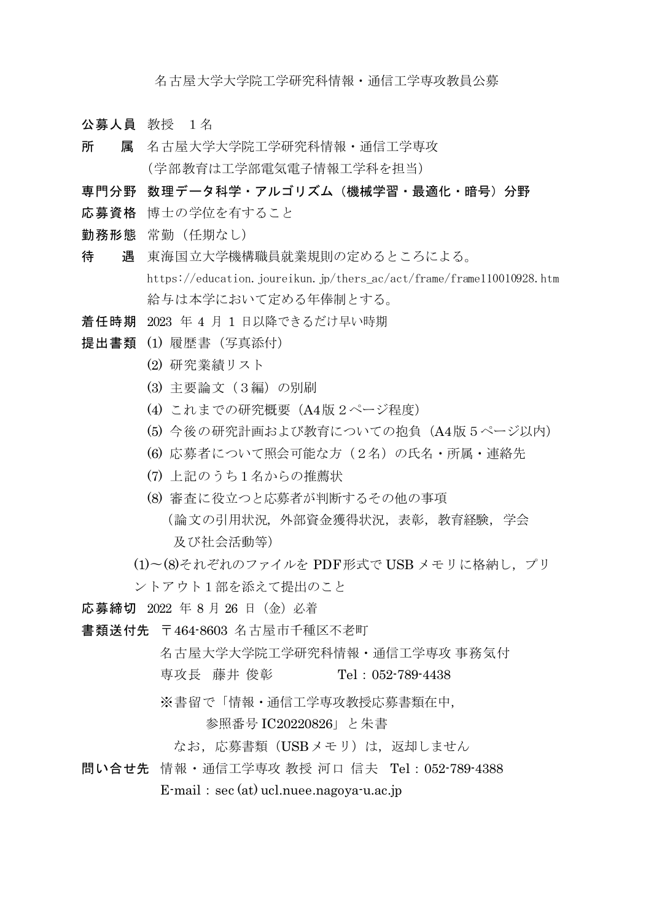# 名古屋大学大学院工学研究科情報・通信工学専攻教員公募

**公募人員** 教授　１名

**所　　属** 名古屋大学大学院工学研究科情報・通信工学専攻
（学部教育は工学部電気電子情報工学科を担当）

**専門分野** **数理データ科学・アルゴリズム（機械学習・最適化・暗号）分野**

**応募資格** 博士の学位を有すること

**勤務形態** 常勤（任期なし）

**待　　遇** 東海国立大学機構職員就業規則の定めるところによる。
https://education.joureikun.jp/thers_ac/act/frame/frame110010928.htm
給与は本学において定める年俸制とする。

**着任時期** 2023 年 4 月 1 日以降できるだけ早い時期

**提出書類**
(1) 履歴書（写真添付）
(2) 研究業績リスト
(3) 主要論文（３編）の別刷
(4) これまでの研究概要（A4版２ページ程度）
(5) 今後の研究計画および教育についての抱負（A4版５ページ以内）
(6) 応募者について照会可能な方（２名）の氏名・所属・連絡先
(7) 上記のうち１名からの推薦状
(8) 審査に役立つと応募者が判断するその他の事項
（論文の引用状況，外部資金獲得状況，表彰，教育経験，学会及び社会活動等）

(1)～(8)それぞれのファイルを PDF形式で USB メモリに格納し，プリントアウト１部を添えて提出のこと

**応募締切** 2022 年 8 月 26 日（金）必着

**書類送付先** 〒464-8603 名古屋市千種区不老町
名古屋大学大学院工学研究科情報・通信工学専攻 事務気付
専攻長　藤井 俊彰　　　　Tel：052-789-4438

※書留で「情報・通信工学専攻教授応募書類在中，
参照番号 IC20220826」と朱書
なお，応募書類（USBメモリ）は，返却しません

**問い合せ先** 情報・通信工学専攻 教授 河口 信夫　Tel：052-789-4388
E-mail：sec(at)ucl.nuee.nagoya-u.ac.jp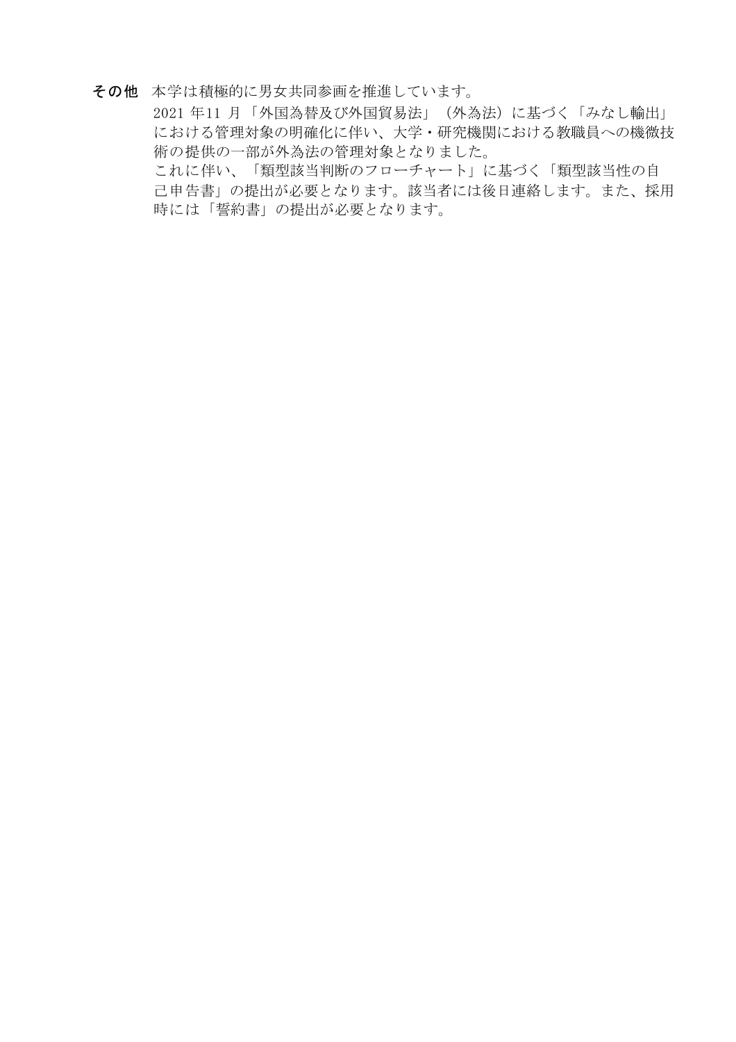**その他**　本学は積極的に男女共同参画を推進しています。

2021 年11 月「外国為替及び外国貿易法」（外為法）に基づく「みなし輸出」における管理対象の明確化に伴い、大学・研究機関における教職員への機微技術の提供の一部が外為法の管理対象となりました。

これに伴い、「類型該当判断のフローチャート」に基づく「類型該当性の自己申告書」の提出が必要となります。該当者には後日連絡します。また、採用時には「誓約書」の提出が必要となります。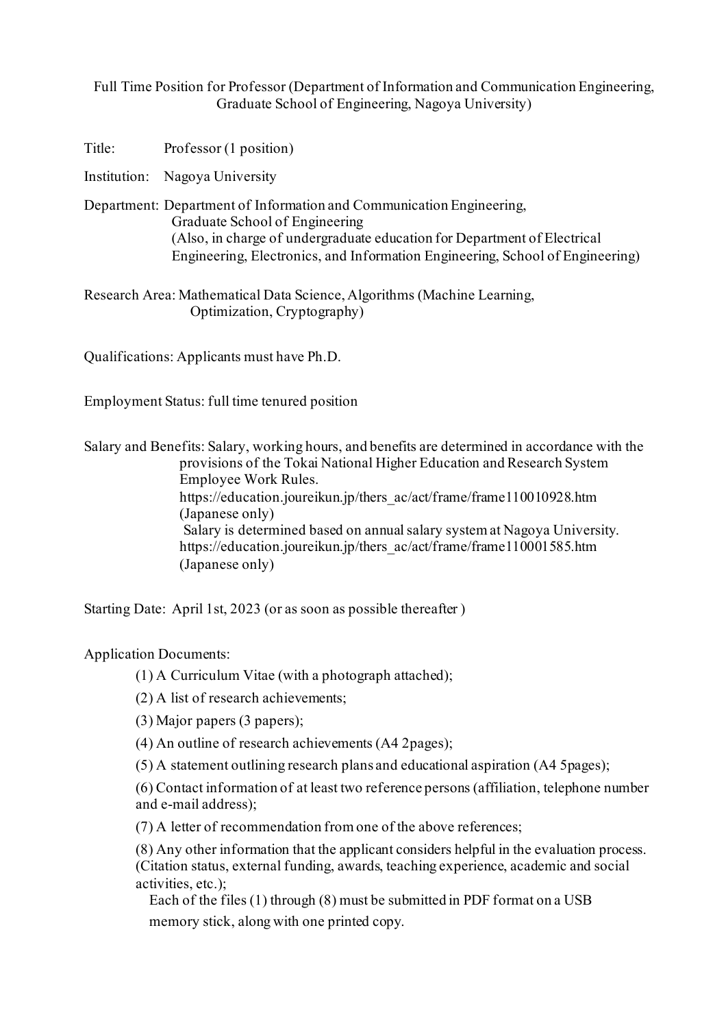# Full Time Position for Professor (Department of Information and Communication Engineering, Graduate School of Engineering, Nagoya University)

**Title:** Professor (1 position)

**Institution:** Nagoya University

**Department:** Department of Information and Communication Engineering, Graduate School of Engineering
(Also, in charge of undergraduate education for Department of Electrical Engineering, Electronics, and Information Engineering, School of Engineering)

**Research Area:** Mathematical Data Science, Algorithms (Machine Learning, Optimization, Cryptography)

**Qualifications:** Applicants must have Ph.D.

**Employment Status:** full time tenured position

**Salary and Benefits:** Salary, working hours, and benefits are determined in accordance with the provisions of the Tokai National Higher Education and Research System Employee Work Rules.
https://education.joureikun.jp/thers_ac/act/frame/frame110010928.htm
(Japanese only)
Salary is determined based on annual salary system at Nagoya University.
https://education.joureikun.jp/thers_ac/act/frame/frame110001585.htm
(Japanese only)

**Starting Date:** April 1st, 2023 (or as soon as possible thereafter )

**Application Documents:**

(1) A Curriculum Vitae (with a photograph attached);

(2) A list of research achievements;

(3) Major papers (3 papers);

(4) An outline of research achievements (A4 2pages);

(5) A statement outlining research plans and educational aspiration (A4 5pages);

(6) Contact information of at least two reference persons (affiliation, telephone number and e-mail address);

(7) A letter of recommendation from one of the above references;

(8) Any other information that the applicant considers helpful in the evaluation process. (Citation status, external funding, awards, teaching experience, academic and social activities, etc.);

Each of the files (1) through (8) must be submitted in PDF format on a USB memory stick, along with one printed copy.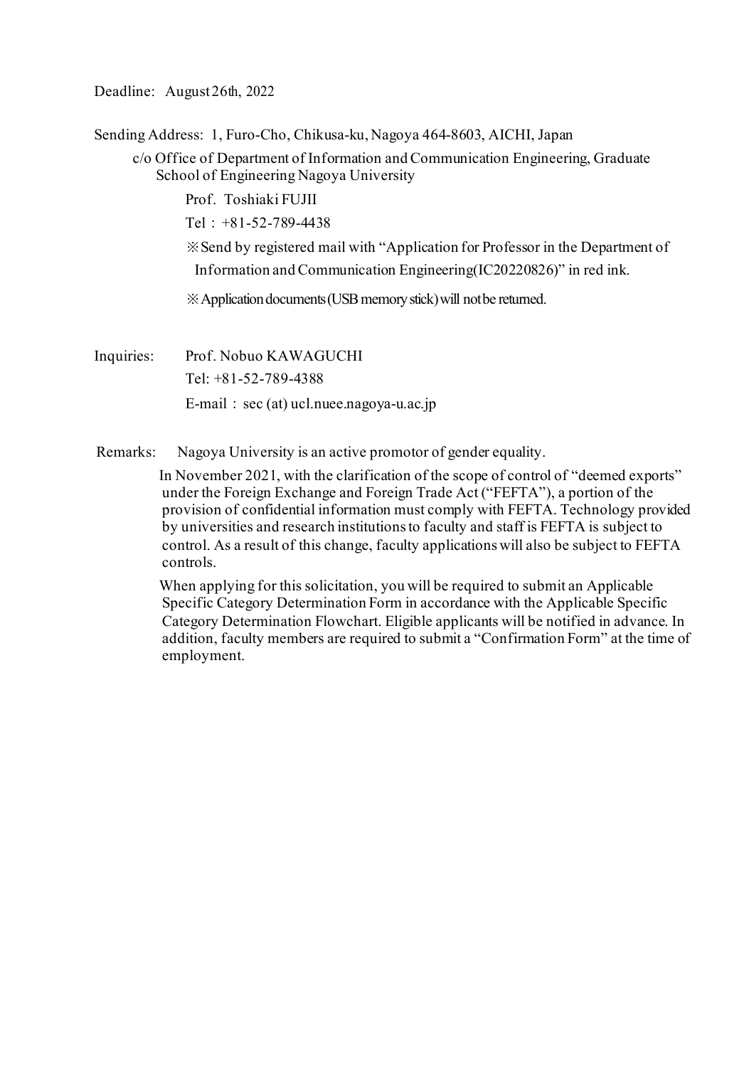Deadline: August 26th, 2022

Sending Address: 1, Furo-Cho, Chikusa-ku, Nagoya 464-8603, AICHI, Japan

c/o Office of Department of Information and Communication Engineering, Graduate School of Engineering Nagoya University

Prof. Toshiaki FUJII

Tel：+81-52-789-4438

※Send by registered mail with "Application for Professor in the Department of Information and Communication Engineering(IC20220826)" in red ink.

※Application documents (USB memory stick) will not be returned.

Inquiries: Prof. Nobuo KAWAGUCHI

Tel: +81-52-789-4388

E-mail：sec (at) ucl.nuee.nagoya-u.ac.jp

Remarks: Nagoya University is an active promotor of gender equality.

In November 2021, with the clarification of the scope of control of "deemed exports" under the Foreign Exchange and Foreign Trade Act ("FEFTA"), a portion of the provision of confidential information must comply with FEFTA. Technology provided by universities and research institutions to faculty and staff is FEFTA is subject to control. As a result of this change, faculty applications will also be subject to FEFTA controls.

When applying for this solicitation, you will be required to submit an Applicable Specific Category Determination Form in accordance with the Applicable Specific Category Determination Flowchart. Eligible applicants will be notified in advance. In addition, faculty members are required to submit a "Confirmation Form" at the time of employment.